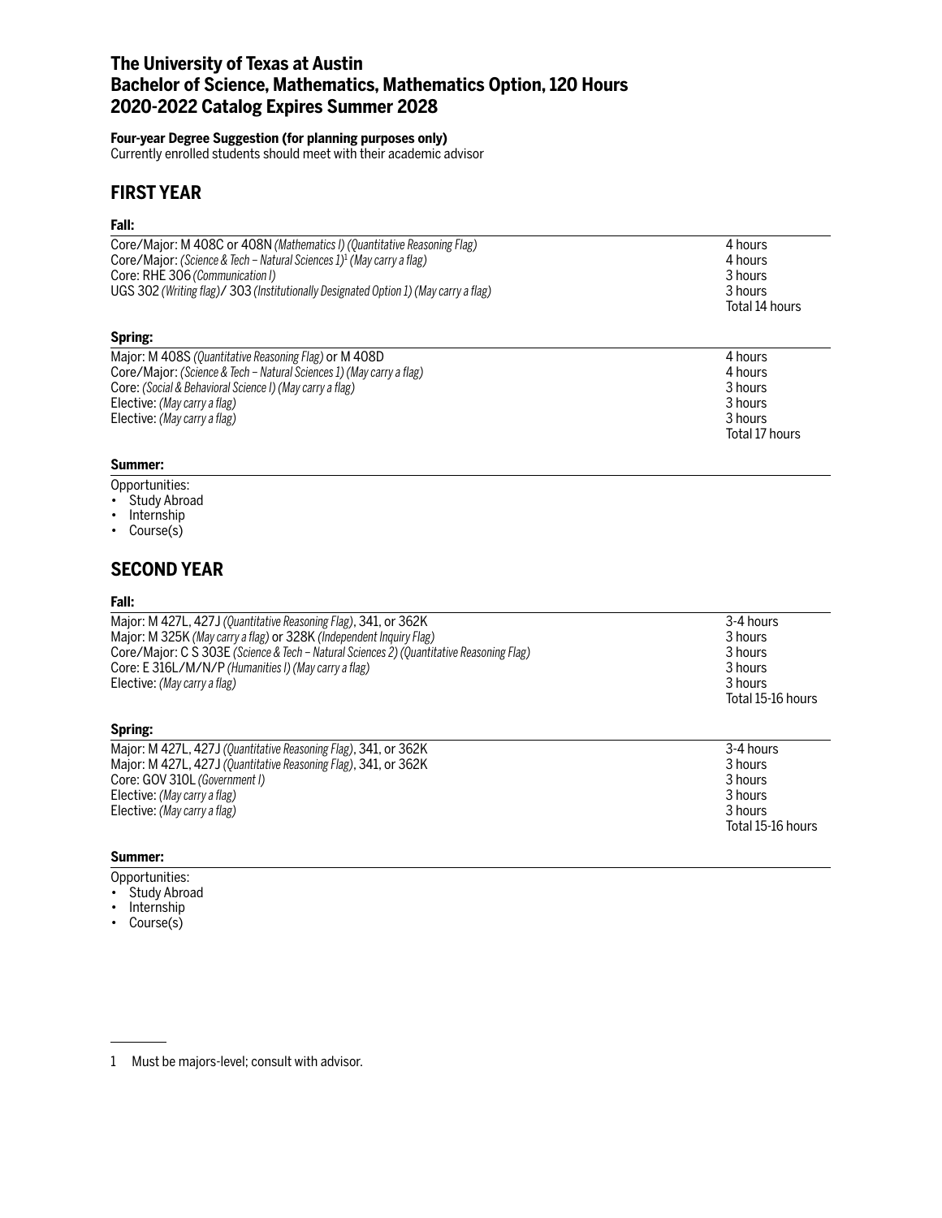# The University of Texas at Austin
# Bachelor of Science, Mathematics, Mathematics Option, 120 Hours
# 2020-2022 Catalog Expires Summer 2028

**Four-year Degree Suggestion (for planning purposes only)**
Currently enrolled students should meet with their academic advisor

## FIRST YEAR

### Fall:

| Course | Hours |
|---|---|
| Core/Major: M 408C or 408N *(Mathematics I) (Quantitative Reasoning Flag)* | 4 hours |
| Core/Major: *(Science & Tech – Natural Sciences 1)*[1] *(May carry a flag)* | 4 hours |
| Core: RHE 306 *(Communication I)* | 3 hours |
| UGS 302 *(Writing flag)*/ 303 *(Institutionally Designated Option 1) (May carry a flag)* | 3 hours |
| | Total 14 hours |

### Spring:

| Course | Hours |
|---|---|
| Major: M 408S *(Quantitative Reasoning Flag)* or M 408D | 4 hours |
| Core/Major: *(Science & Tech – Natural Sciences 1) (May carry a flag)* | 4 hours |
| Core: *(Social & Behavioral Science I) (May carry a flag)* | 3 hours |
| Elective: *(May carry a flag)* | 3 hours |
| Elective: *(May carry a flag)* | 3 hours |
| | Total 17 hours |

### Summer:

Opportunities:

- Study Abroad
- Internship
- Course(s)

## SECOND YEAR

### Fall:

| Course | Hours |
|---|---|
| Major: M 427L, 427J *(Quantitative Reasoning Flag)*, 341, or 362K | 3-4 hours |
| Major: M 325K *(May carry a flag)* or 328K *(Independent Inquiry Flag)* | 3 hours |
| Core/Major: C S 303E *(Science & Tech – Natural Sciences 2) (Quantitative Reasoning Flag)* | 3 hours |
| Core: E 316L/M/N/P *(Humanities I) (May carry a flag)* | 3 hours |
| Elective: *(May carry a flag)* | 3 hours |
| | Total 15-16 hours |

### Spring:

| Course | Hours |
|---|---|
| Major: M 427L, 427J *(Quantitative Reasoning Flag)*, 341, or 362K | 3-4 hours |
| Major: M 427L, 427J *(Quantitative Reasoning Flag)*, 341, or 362K | 3 hours |
| Core: GOV 310L *(Government I)* | 3 hours |
| Elective: *(May carry a flag)* | 3 hours |
| Elective: *(May carry a flag)* | 3 hours |
| | Total 15-16 hours |

### Summer:

Opportunities:

- Study Abroad
- Internship
- Course(s)

---

[1] Must be majors-level; consult with advisor.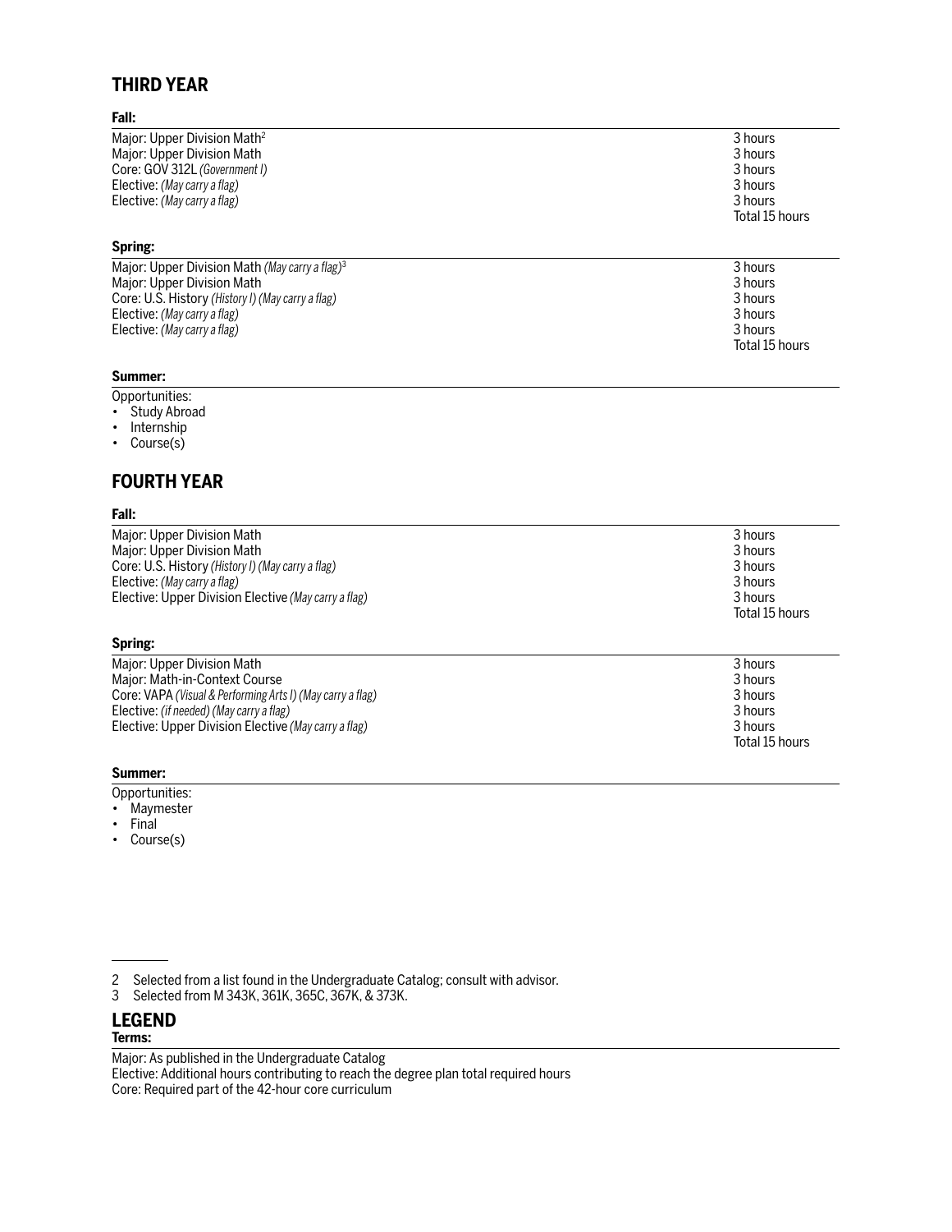## THIRD YEAR

**Fall:**

| | |
|---|---|
| Major: Upper Division Math[2] | 3 hours |
| Major: Upper Division Math | 3 hours |
| Core: GOV 312L *(Government I)* | 3 hours |
| Elective: *(May carry a flag)* | 3 hours |
| Elective: *(May carry a flag)* | 3 hours |
| | Total 15 hours |

**Spring:**

| | |
|---|---|
| Major: Upper Division Math *(May carry a flag)*[3] | 3 hours |
| Major: Upper Division Math | 3 hours |
| Core: U.S. History *(History I) (May carry a flag)* | 3 hours |
| Elective: *(May carry a flag)* | 3 hours |
| Elective: *(May carry a flag)* | 3 hours |
| | Total 15 hours |

**Summer:**

Opportunities:

- Study Abroad
- Internship
- Course(s)

## FOURTH YEAR

**Fall:**

| | |
|---|---|
| Major: Upper Division Math | 3 hours |
| Major: Upper Division Math | 3 hours |
| Core: U.S. History *(History I) (May carry a flag)* | 3 hours |
| Elective: *(May carry a flag)* | 3 hours |
| Elective: Upper Division Elective *(May carry a flag)* | 3 hours |
| | Total 15 hours |

**Spring:**

| | |
|---|---|
| Major: Upper Division Math | 3 hours |
| Major: Math-in-Context Course | 3 hours |
| Core: VAPA *(Visual & Performing Arts I) (May carry a flag)* | 3 hours |
| Elective: *(if needed) (May carry a flag)* | 3 hours |
| Elective: Upper Division Elective *(May carry a flag)* | 3 hours |
| | Total 15 hours |

**Summer:**

Opportunities:

- Maymester
- Final
- Course(s)

---

2 Selected from a list found in the Undergraduate Catalog; consult with advisor.

3 Selected from M 343K, 361K, 365C, 367K, & 373K.

## LEGEND

**Terms:**

Major: As published in the Undergraduate Catalog

Elective: Additional hours contributing to reach the degree plan total required hours

Core: Required part of the 42-hour core curriculum